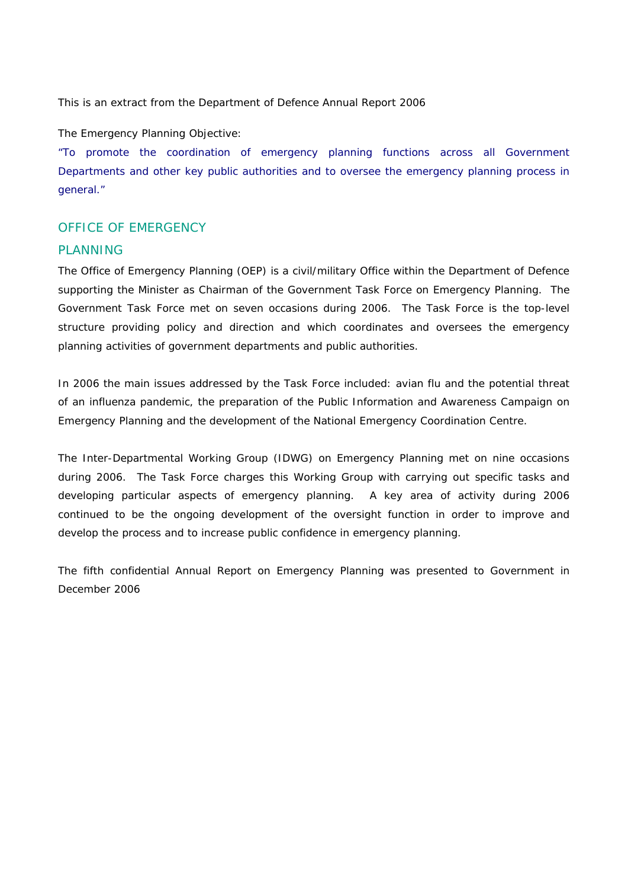This is an extract from the Department of Defence Annual Report 2006

The Emergency Planning Objective:

"To promote the coordination of emergency planning functions across all Government Departments and other key public authorities and to oversee the emergency planning process in general."

## OFFICE OF EMERGENCY PLANNING

The Office of Emergency Planning (OEP) is a civil/military Office within the Department of Defence supporting the Minister as Chairman of the Government Task Force on Emergency Planning. The Government Task Force met on seven occasions during 2006. The Task Force is the top-level structure providing policy and direction and which coordinates and oversees the emergency planning activities of government departments and public authorities.

In 2006 the main issues addressed by the Task Force included: avian flu and the potential threat of an influenza pandemic, the preparation of the Public Information and Awareness Campaign on Emergency Planning and the development of the National Emergency Coordination Centre.

The Inter-Departmental Working Group (IDWG) on Emergency Planning met on nine occasions during 2006. The Task Force charges this Working Group with carrying out specific tasks and developing particular aspects of emergency planning. A key area of activity during 2006 continued to be the ongoing development of the oversight function in order to improve and develop the process and to increase public confidence in emergency planning.

The fifth confidential Annual Report on Emergency Planning was presented to Government in December 2006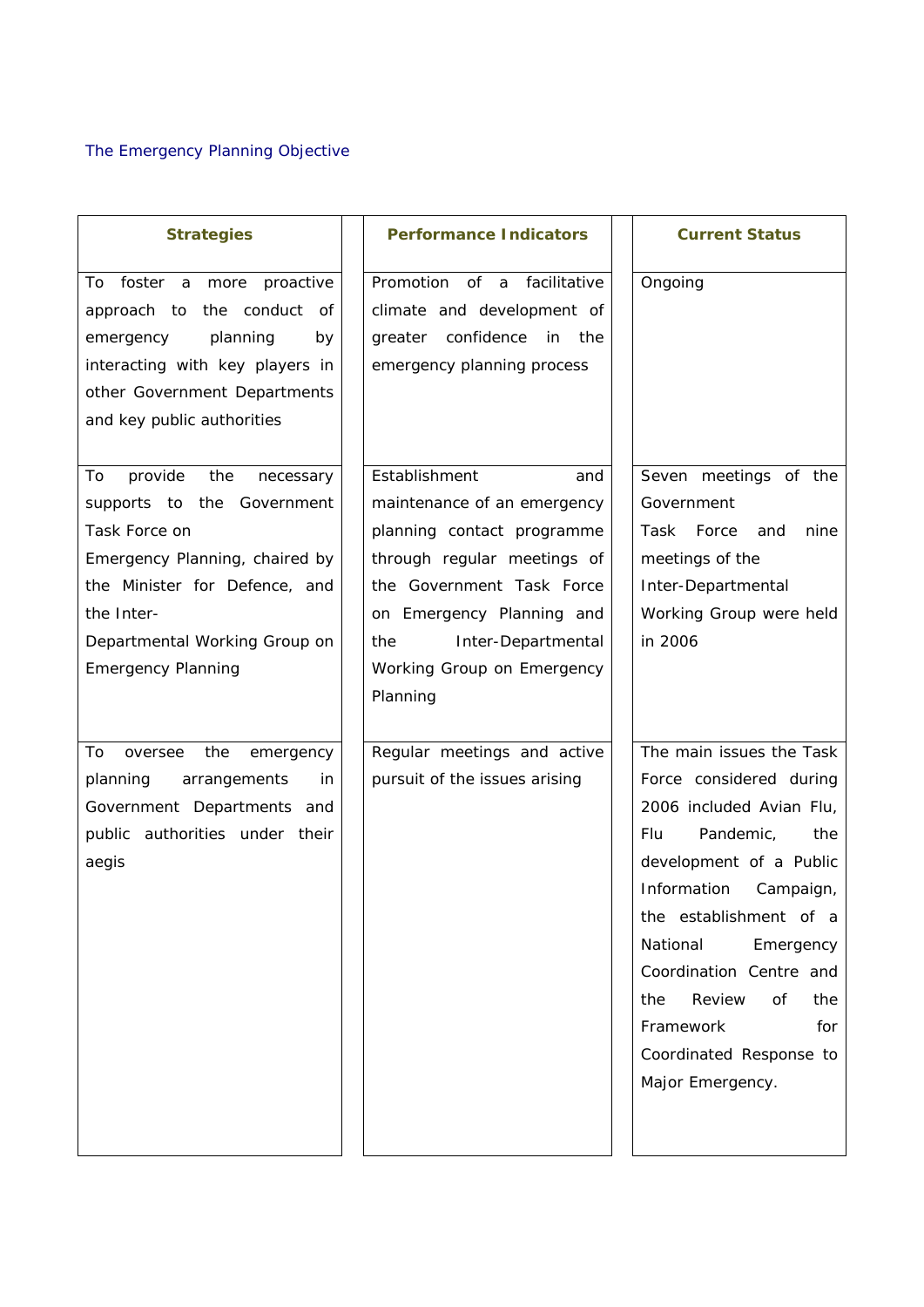The Emergency Planning Objective

| Strategies | Performance Indicators | Current Status |
| --- | --- | --- |
| To foster a more proactive approach to the conduct of emergency planning by interacting with key players in other Government Departments and key public authorities | Promotion of a facilitative climate and development of greater confidence in the emergency planning process | Ongoing |
| To provide the necessary supports to the Government Task Force on Emergency Planning, chaired by the Minister for Defence, and the Inter-Departmental Working Group on Emergency Planning | Establishment and maintenance of an emergency planning contact programme through regular meetings of the Government Task Force on Emergency Planning and the Inter-Departmental Working Group on Emergency Planning | Seven meetings of the Government Task Force and nine meetings of the Inter-Departmental Working Group were held in 2006 |
| To oversee the emergency planning arrangements in Government Departments and public authorities under their aegis | Regular meetings and active pursuit of the issues arising | The main issues the Task Force considered during 2006 included Avian Flu, Flu Pandemic, the development of a Public Information Campaign, the establishment of a National Emergency Coordination Centre and the Review of the Framework for Coordinated Response to Major Emergency. |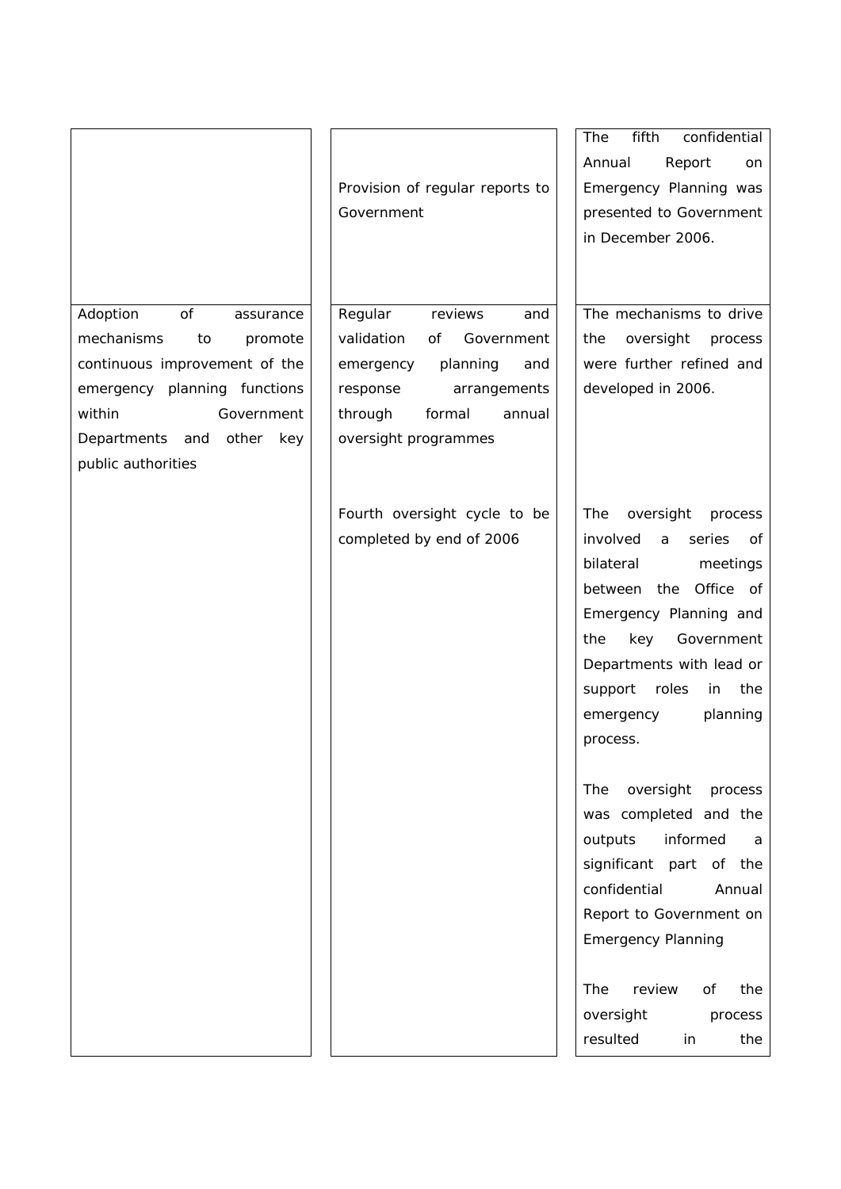|  |  |  |
|---|---|---|
|  | Provision of regular reports to Government | The fifth confidential Annual Report on Emergency Planning was presented to Government in December 2006. |
| Adoption of assurance mechanisms to promote continuous improvement of the emergency planning functions within Government Departments and other key public authorities | Regular reviews and validation of Government emergency planning and response arrangements through formal annual oversight programmes | The mechanisms to drive the oversight process were further refined and developed in 2006. |
|  | Fourth oversight cycle to be completed by end of 2006 | The oversight process involved a series of bilateral meetings between the Office of Emergency Planning and the key Government Departments with lead or support roles in the emergency planning process.<br><br>The oversight process was completed and the outputs informed a significant part of the confidential Annual Report to Government on Emergency Planning<br><br>The review of the oversight process resulted in the |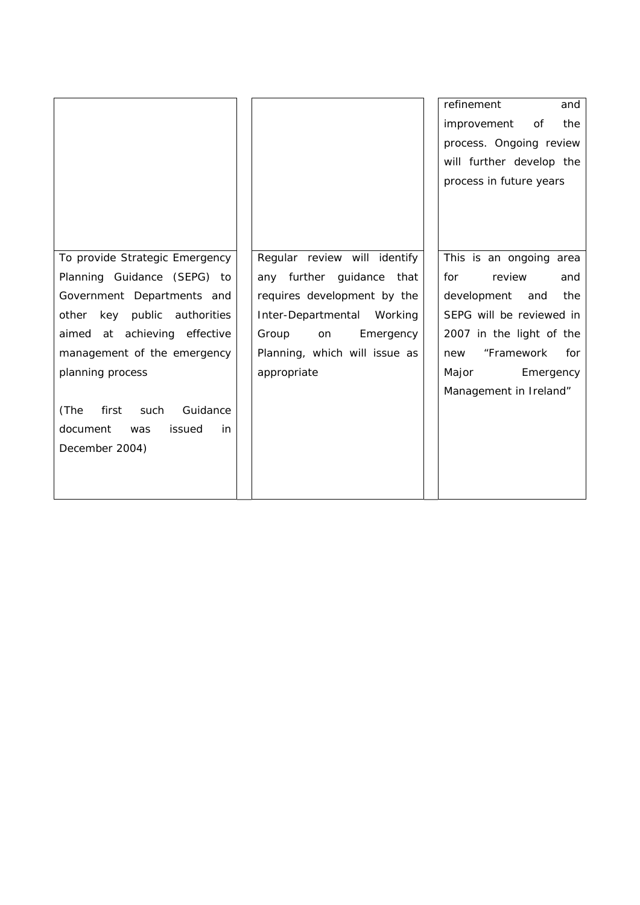| | | |
|---|---|---|
| | | refinement and improvement of the process. Ongoing review will further develop the process in future years |
| To provide Strategic Emergency Planning Guidance (SEPG) to Government Departments and other key public authorities aimed at achieving effective management of the emergency planning process<br><br>(The first such Guidance document was issued in December 2004) | Regular review will identify any further guidance that requires development by the Inter-Departmental Working Group on Emergency Planning, which will issue as appropriate | This is an ongoing area for review and development and the SEPG will be reviewed in 2007 in the light of the new "Framework for Major Emergency Management in Ireland" |